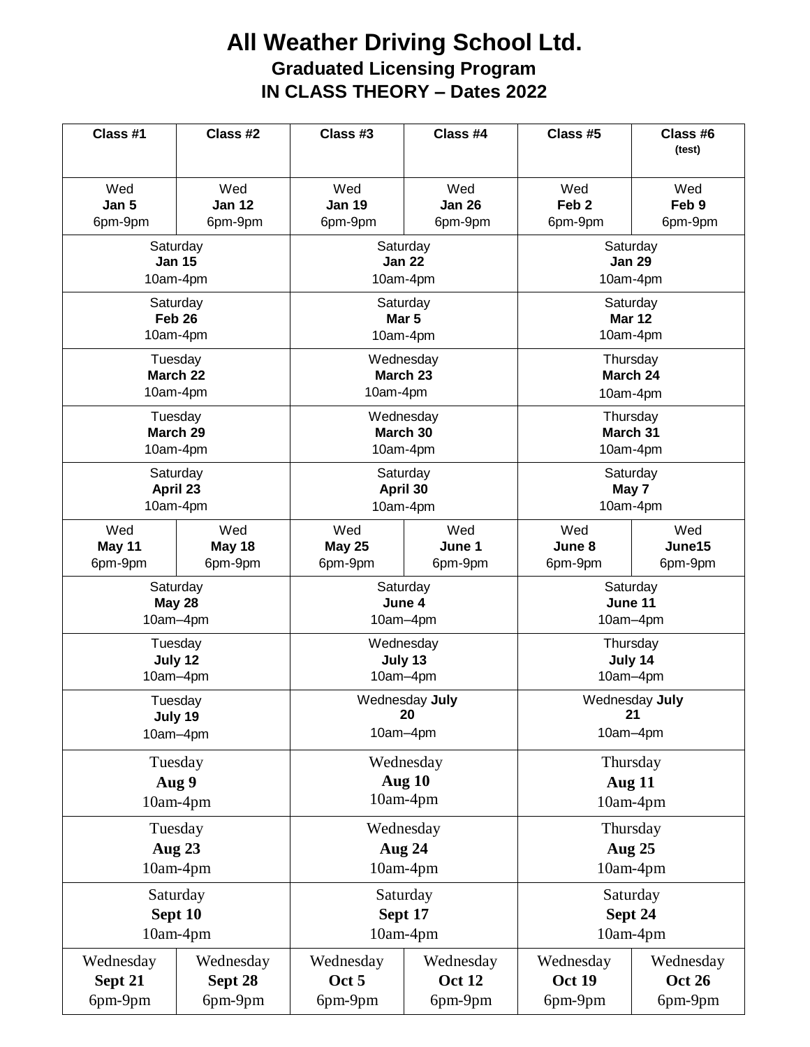# All Weather Driving School Ltd.

## Graduated Licensing Program

## IN CLASS THEORY – Dates 2022

| Class #1 | Class #2 | Class #3 | Class #4 | Class #5 | Class #6 (test) |
|---|---|---|---|---|---|
| Wed **Jan 5** 6pm-9pm | Wed **Jan 12** 6pm-9pm | Wed **Jan 19** 6pm-9pm | Wed **Jan 26** 6pm-9pm | Wed **Feb 2** 6pm-9pm | Wed **Feb 9** 6pm-9pm |
| Saturday **Jan 15** 10am-4pm | | Saturday **Jan 22** 10am-4pm | | Saturday **Jan 29** 10am-4pm | |
| Saturday **Feb 26** 10am-4pm | | Saturday **Mar 5** 10am-4pm | | Saturday **Mar 12** 10am-4pm | |
| Tuesday **March 22** 10am-4pm | | Wednesday **March 23** 10am-4pm | | Thursday **March 24** 10am-4pm | |
| Tuesday **March 29** 10am-4pm | | Wednesday **March 30** 10am-4pm | | Thursday **March 31** 10am-4pm | |
| Saturday **April 23** 10am-4pm | | Saturday **April 30** 10am-4pm | | Saturday **May 7** 10am-4pm | |
| Wed **May 11** 6pm-9pm | Wed **May 18** 6pm-9pm | Wed **May 25** 6pm-9pm | Wed **June 1** 6pm-9pm | Wed **June 8** 6pm-9pm | Wed **June15** 6pm-9pm |
| Saturday **May 28** 10am–4pm | | Saturday **June 4** 10am–4pm | | Saturday **June 11** 10am–4pm | |
| Tuesday **July 12** 10am–4pm | | Wednesday **July 13** 10am–4pm | | Thursday **July 14** 10am–4pm | |
| Tuesday **July 19** 10am–4pm | | Wednesday **July 20** 10am–4pm | | Wednesday **July 21** 10am–4pm | |
| Tuesday **Aug 9** 10am-4pm | | Wednesday **Aug 10** 10am-4pm | | Thursday **Aug 11** 10am-4pm | |
| Tuesday **Aug 23** 10am-4pm | | Wednesday **Aug 24** 10am-4pm | | Thursday **Aug 25** 10am-4pm | |
| Saturday **Sept 10** 10am-4pm | | Saturday **Sept 17** 10am-4pm | | Saturday **Sept 24** 10am-4pm | |
| Wednesday **Sept 21** 6pm-9pm | Wednesday **Sept 28** 6pm-9pm | Wednesday **Oct 5** 6pm-9pm | Wednesday **Oct 12** 6pm-9pm | Wednesday **Oct 19** 6pm-9pm | Wednesday **Oct 26** 6pm-9pm |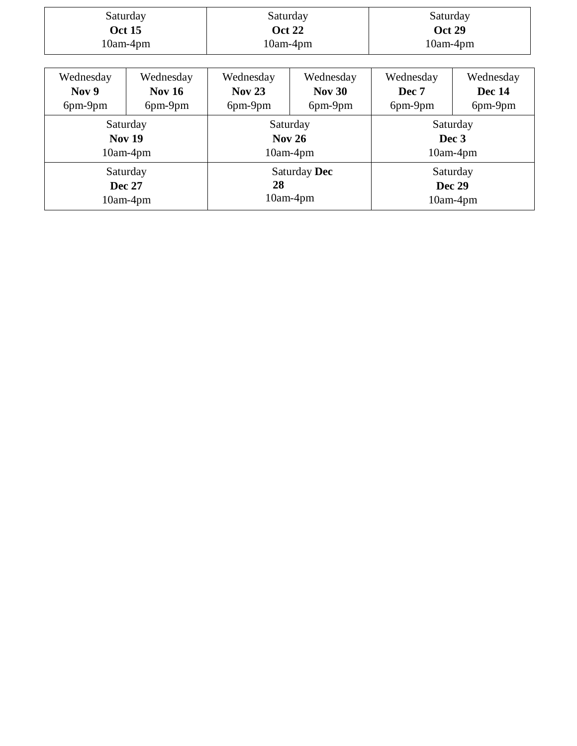| | | |
|---|---|---|
| Saturday<br>**Oct 15**<br>10am-4pm | Saturday<br>**Oct 22**<br>10am-4pm | Saturday<br>**Oct 29**<br>10am-4pm |

| | | | | | |
|---|---|---|---|---|---|
| Wednesday<br>**Nov 9**<br>6pm-9pm | Wednesday<br>**Nov 16**<br>6pm-9pm | Wednesday<br>**Nov 23**<br>6pm-9pm | Wednesday<br>**Nov 30**<br>6pm-9pm | Wednesday<br>**Dec 7**<br>6pm-9pm | Wednesday<br>**Dec 14**<br>6pm-9pm |
| Saturday<br>**Nov 19**<br>10am-4pm | | Saturday<br>**Nov 26**<br>10am-4pm | | Saturday<br>**Dec 3**<br>10am-4pm | |
| Saturday<br>**Dec 27**<br>10am-4pm | | Saturday **Dec 28**<br>10am-4pm | | Saturday<br>**Dec 29**<br>10am-4pm | |